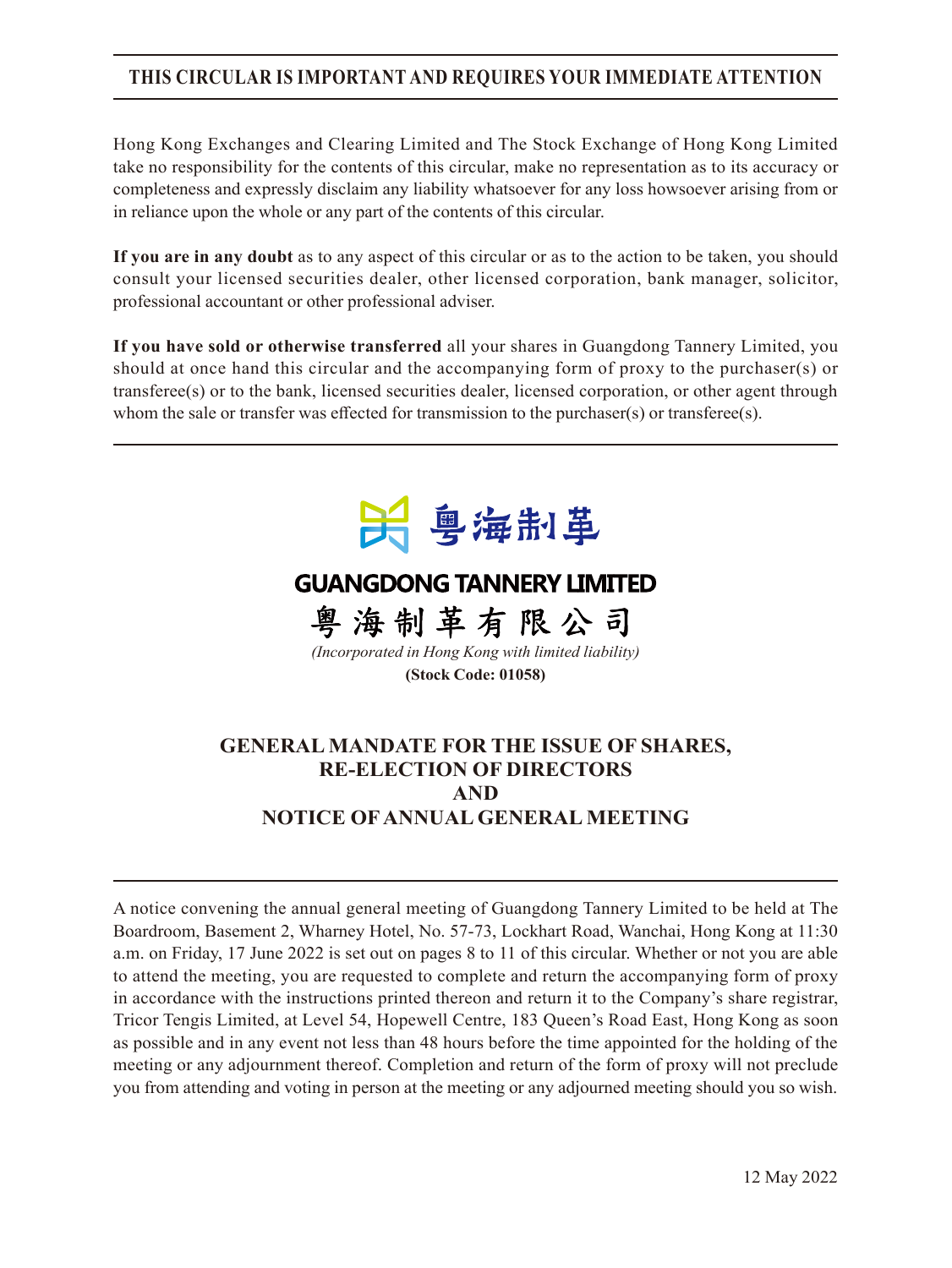**THIS CIRCULAR IS IMPORTANT AND REQUIRES YOUR IMMEDIATE ATTENTION**

Hong Kong Exchanges and Clearing Limited and The Stock Exchange of Hong Kong Limited take no responsibility for the contents of this circular, make no representation as to its accuracy or completeness and expressly disclaim any liability whatsoever for any loss howsoever arising from or in reliance upon the whole or any part of the contents of this circular.

**If you are in any doubt** as to any aspect of this circular or as to the action to be taken, you should consult your licensed securities dealer, other licensed corporation, bank manager, solicitor, professional accountant or other professional adviser.

**If you have sold or otherwise transferred** all your shares in Guangdong Tannery Limited, you should at once hand this circular and the accompanying form of proxy to the purchaser(s) or transferee(s) or to the bank, licensed securities dealer, licensed corporation, or other agent through whom the sale or transfer was effected for transmission to the purchaser(s) or transferee(s).

粵海制革

**GUANGDONG TANNERY LIMITED**

**粵海制革有限公司**

*(Incorporated in Hong Kong with limited liability)*

**(Stock Code: 01058)**

# GENERAL MANDATE FOR THE ISSUE OF SHARES, RE-ELECTION OF DIRECTORS AND NOTICE OF ANNUAL GENERAL MEETING

A notice convening the annual general meeting of Guangdong Tannery Limited to be held at The Boardroom, Basement 2, Wharney Hotel, No. 57-73, Lockhart Road, Wanchai, Hong Kong at 11:30 a.m. on Friday, 17 June 2022 is set out on pages 8 to 11 of this circular. Whether or not you are able to attend the meeting, you are requested to complete and return the accompanying form of proxy in accordance with the instructions printed thereon and return it to the Company's share registrar, Tricor Tengis Limited, at Level 54, Hopewell Centre, 183 Queen's Road East, Hong Kong as soon as possible and in any event not less than 48 hours before the time appointed for the holding of the meeting or any adjournment thereof. Completion and return of the form of proxy will not preclude you from attending and voting in person at the meeting or any adjourned meeting should you so wish.

12 May 2022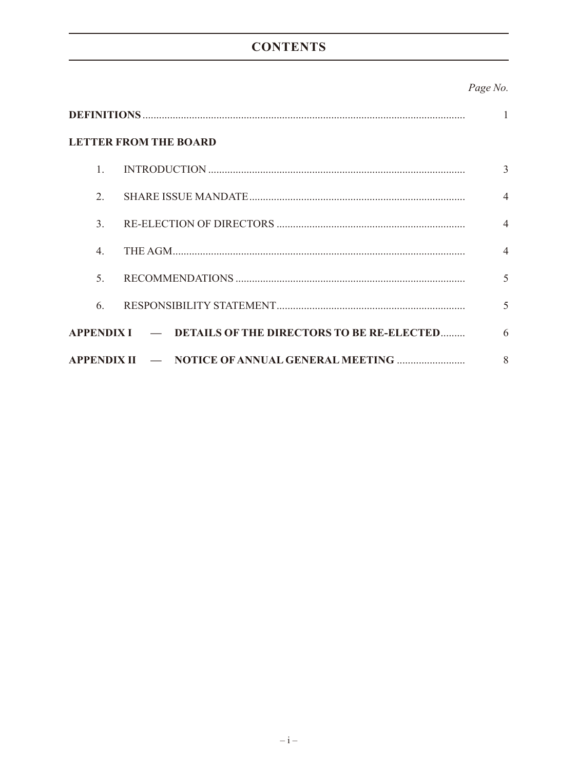# CONTENTS

| | Page No. |
|---|---|
| **DEFINITIONS** | 1 |
| **LETTER FROM THE BOARD** | |
| 1. INTRODUCTION | 3 |
| 2. SHARE ISSUE MANDATE | 4 |
| 3. RE-ELECTION OF DIRECTORS | 4 |
| 4. THE AGM | 4 |
| 5. RECOMMENDATIONS | 5 |
| 6. RESPONSIBILITY STATEMENT | 5 |
| **APPENDIX I — DETAILS OF THE DIRECTORS TO BE RE-ELECTED** | 6 |
| **APPENDIX II — NOTICE OF ANNUAL GENERAL MEETING** | 8 |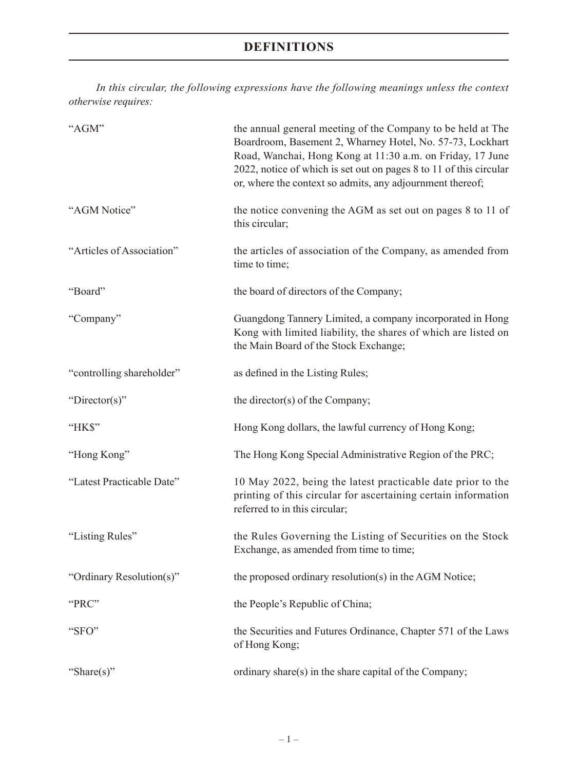# DEFINITIONS

*In this circular, the following expressions have the following meanings unless the context otherwise requires:*

| | |
|---|---|
| "AGM" | the annual general meeting of the Company to be held at The Boardroom, Basement 2, Wharney Hotel, No. 57-73, Lockhart Road, Wanchai, Hong Kong at 11:30 a.m. on Friday, 17 June 2022, notice of which is set out on pages 8 to 11 of this circular or, where the context so admits, any adjournment thereof; |
| "AGM Notice" | the notice convening the AGM as set out on pages 8 to 11 of this circular; |
| "Articles of Association" | the articles of association of the Company, as amended from time to time; |
| "Board" | the board of directors of the Company; |
| "Company" | Guangdong Tannery Limited, a company incorporated in Hong Kong with limited liability, the shares of which are listed on the Main Board of the Stock Exchange; |
| "controlling shareholder" | as defined in the Listing Rules; |
| "Director(s)" | the director(s) of the Company; |
| "HK$" | Hong Kong dollars, the lawful currency of Hong Kong; |
| "Hong Kong" | The Hong Kong Special Administrative Region of the PRC; |
| "Latest Practicable Date" | 10 May 2022, being the latest practicable date prior to the printing of this circular for ascertaining certain information referred to in this circular; |
| "Listing Rules" | the Rules Governing the Listing of Securities on the Stock Exchange, as amended from time to time; |
| "Ordinary Resolution(s)" | the proposed ordinary resolution(s) in the AGM Notice; |
| "PRC" | the People's Republic of China; |
| "SFO" | the Securities and Futures Ordinance, Chapter 571 of the Laws of Hong Kong; |
| "Share(s)" | ordinary share(s) in the share capital of the Company; |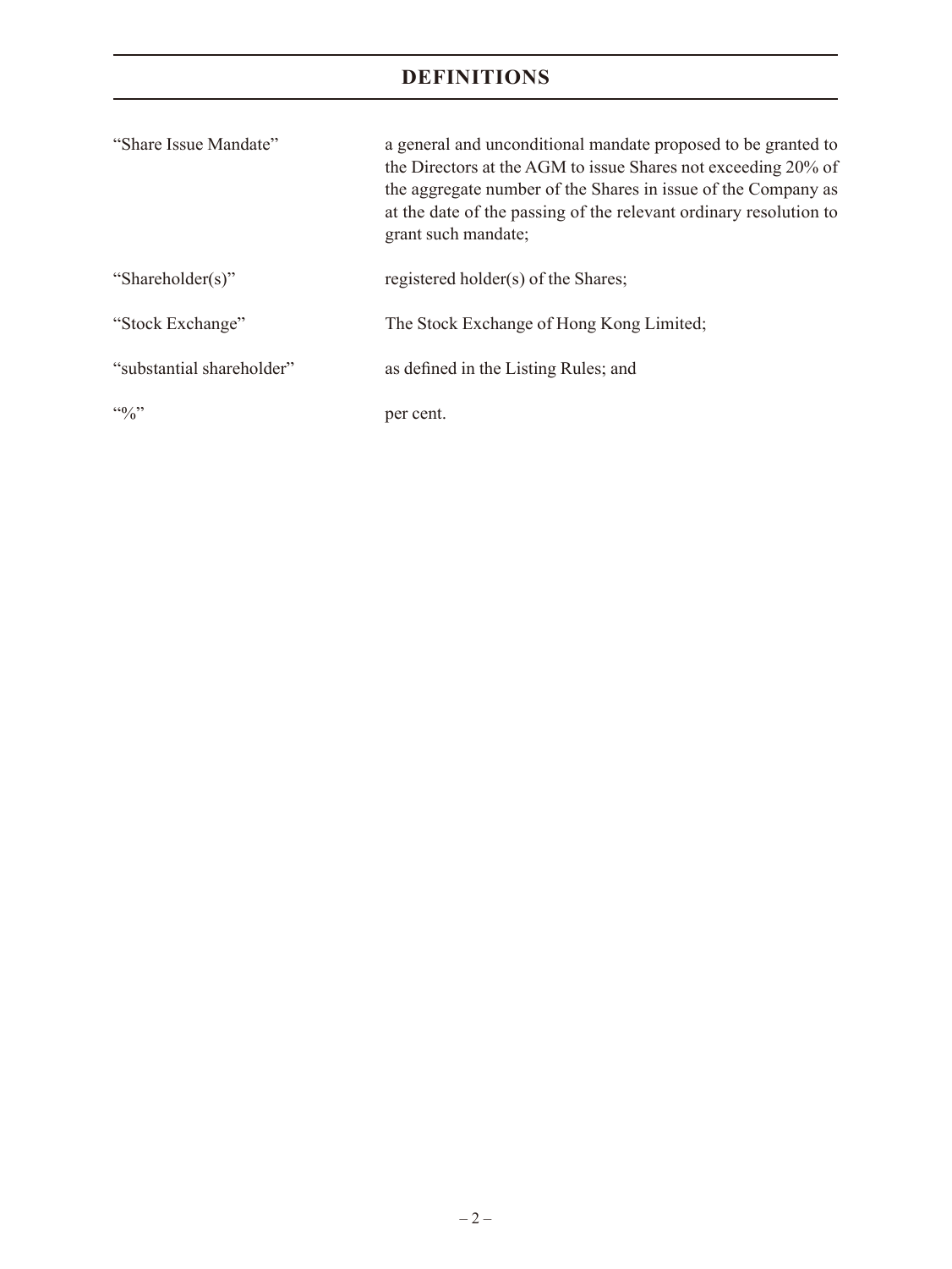# DEFINITIONS

| | |
|---|---|
| "Share Issue Mandate" | a general and unconditional mandate proposed to be granted to the Directors at the AGM to issue Shares not exceeding 20% of the aggregate number of the Shares in issue of the Company as at the date of the passing of the relevant ordinary resolution to grant such mandate; |
| "Shareholder(s)" | registered holder(s) of the Shares; |
| "Stock Exchange" | The Stock Exchange of Hong Kong Limited; |
| "substantial shareholder" | as defined in the Listing Rules; and |
| "%" | per cent. |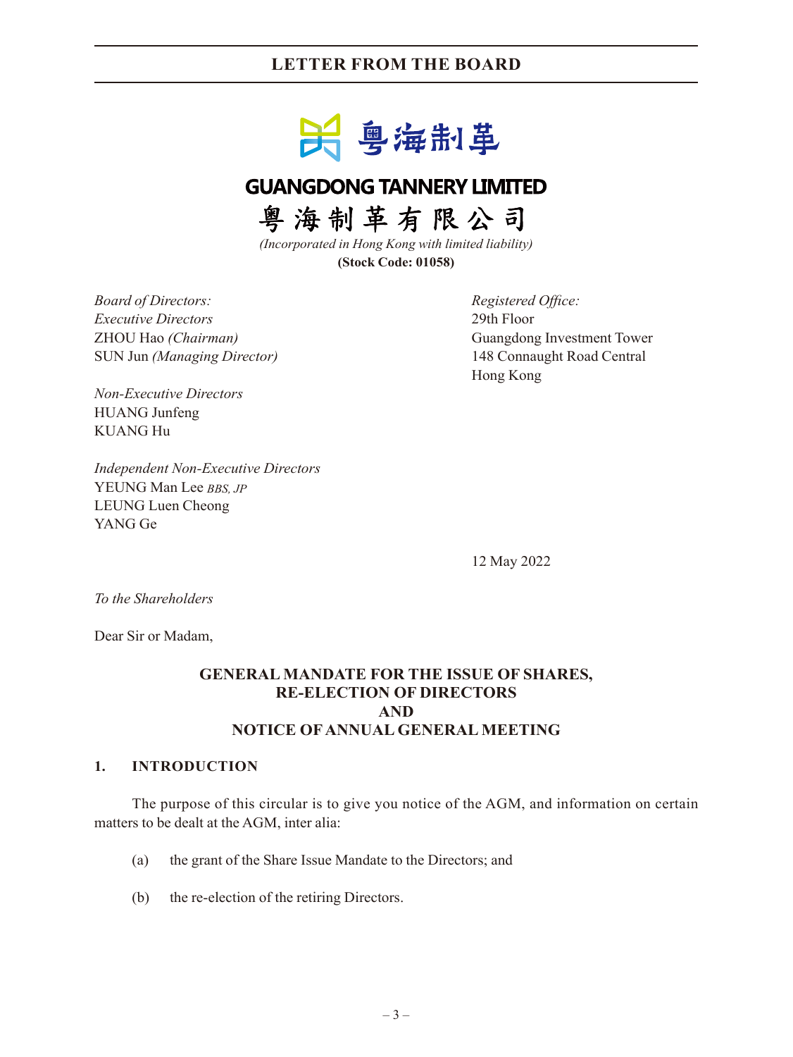# LETTER FROM THE BOARD

## GUANGDONG TANNERY LIMITED

## 粵海制革有限公司

*(Incorporated in Hong Kong with limited liability)*

**(Stock Code: 01058)**

*Board of Directors:*

*Executive Directors*

ZHOU Hao *(Chairman)*

SUN Jun *(Managing Director)*

*Non-Executive Directors*

HUANG Junfeng

KUANG Hu

*Independent Non-Executive Directors*

YEUNG Man Lee *BBS, JP*

LEUNG Luen Cheong

YANG Ge

*Registered Office:*

29th Floor

Guangdong Investment Tower

148 Connaught Road Central

Hong Kong

12 May 2022

*To the Shareholders*

Dear Sir or Madam,

**GENERAL MANDATE FOR THE ISSUE OF SHARES, RE-ELECTION OF DIRECTORS AND NOTICE OF ANNUAL GENERAL MEETING**

### 1. INTRODUCTION

The purpose of this circular is to give you notice of the AGM, and information on certain matters to be dealt at the AGM, inter alia:

(a) the grant of the Share Issue Mandate to the Directors; and

(b) the re-election of the retiring Directors.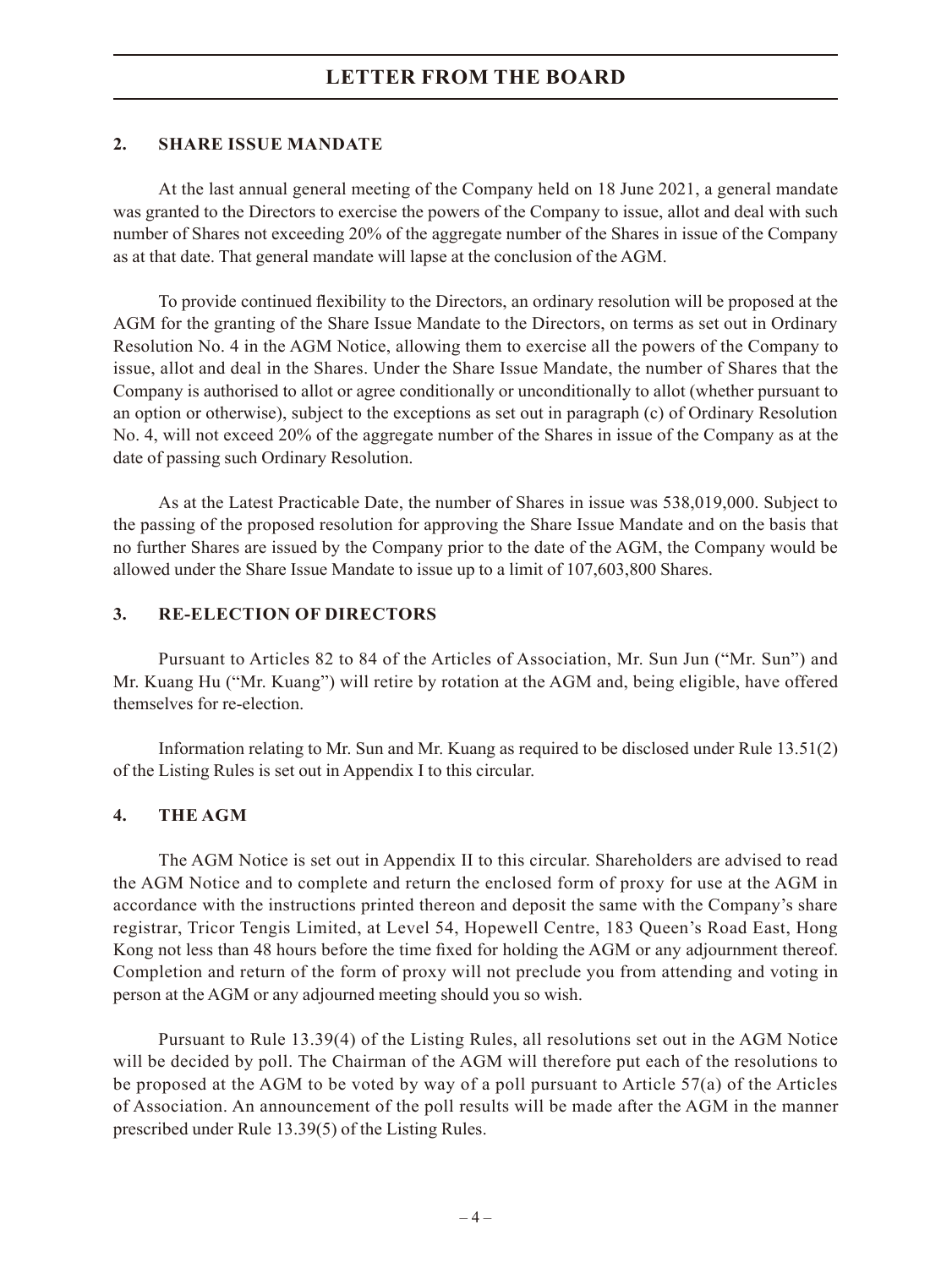## 2. SHARE ISSUE MANDATE

At the last annual general meeting of the Company held on 18 June 2021, a general mandate was granted to the Directors to exercise the powers of the Company to issue, allot and deal with such number of Shares not exceeding 20% of the aggregate number of the Shares in issue of the Company as at that date. That general mandate will lapse at the conclusion of the AGM.

To provide continued flexibility to the Directors, an ordinary resolution will be proposed at the AGM for the granting of the Share Issue Mandate to the Directors, on terms as set out in Ordinary Resolution No. 4 in the AGM Notice, allowing them to exercise all the powers of the Company to issue, allot and deal in the Shares. Under the Share Issue Mandate, the number of Shares that the Company is authorised to allot or agree conditionally or unconditionally to allot (whether pursuant to an option or otherwise), subject to the exceptions as set out in paragraph (c) of Ordinary Resolution No. 4, will not exceed 20% of the aggregate number of the Shares in issue of the Company as at the date of passing such Ordinary Resolution.

As at the Latest Practicable Date, the number of Shares in issue was 538,019,000. Subject to the passing of the proposed resolution for approving the Share Issue Mandate and on the basis that no further Shares are issued by the Company prior to the date of the AGM, the Company would be allowed under the Share Issue Mandate to issue up to a limit of 107,603,800 Shares.

## 3. RE-ELECTION OF DIRECTORS

Pursuant to Articles 82 to 84 of the Articles of Association, Mr. Sun Jun ("Mr. Sun") and Mr. Kuang Hu ("Mr. Kuang") will retire by rotation at the AGM and, being eligible, have offered themselves for re-election.

Information relating to Mr. Sun and Mr. Kuang as required to be disclosed under Rule 13.51(2) of the Listing Rules is set out in Appendix I to this circular.

## 4. THE AGM

The AGM Notice is set out in Appendix II to this circular. Shareholders are advised to read the AGM Notice and to complete and return the enclosed form of proxy for use at the AGM in accordance with the instructions printed thereon and deposit the same with the Company's share registrar, Tricor Tengis Limited, at Level 54, Hopewell Centre, 183 Queen's Road East, Hong Kong not less than 48 hours before the time fixed for holding the AGM or any adjournment thereof. Completion and return of the form of proxy will not preclude you from attending and voting in person at the AGM or any adjourned meeting should you so wish.

Pursuant to Rule 13.39(4) of the Listing Rules, all resolutions set out in the AGM Notice will be decided by poll. The Chairman of the AGM will therefore put each of the resolutions to be proposed at the AGM to be voted by way of a poll pursuant to Article 57(a) of the Articles of Association. An announcement of the poll results will be made after the AGM in the manner prescribed under Rule 13.39(5) of the Listing Rules.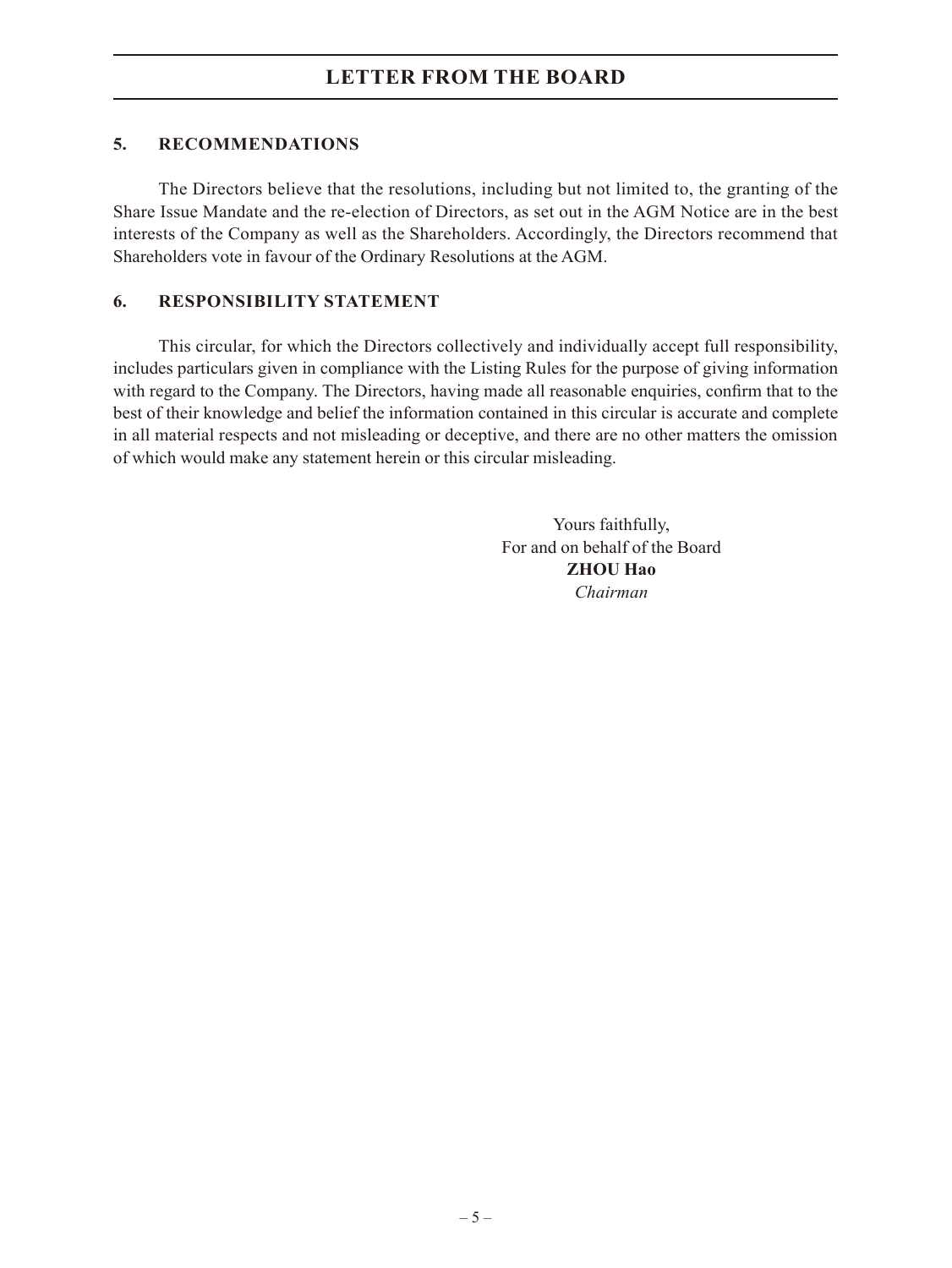# LETTER FROM THE BOARD

## 5. RECOMMENDATIONS

The Directors believe that the resolutions, including but not limited to, the granting of the Share Issue Mandate and the re-election of Directors, as set out in the AGM Notice are in the best interests of the Company as well as the Shareholders. Accordingly, the Directors recommend that Shareholders vote in favour of the Ordinary Resolutions at the AGM.

## 6. RESPONSIBILITY STATEMENT

This circular, for which the Directors collectively and individually accept full responsibility, includes particulars given in compliance with the Listing Rules for the purpose of giving information with regard to the Company. The Directors, having made all reasonable enquiries, confirm that to the best of their knowledge and belief the information contained in this circular is accurate and complete in all material respects and not misleading or deceptive, and there are no other matters the omission of which would make any statement herein or this circular misleading.

Yours faithfully,
For and on behalf of the Board
**ZHOU Hao**
*Chairman*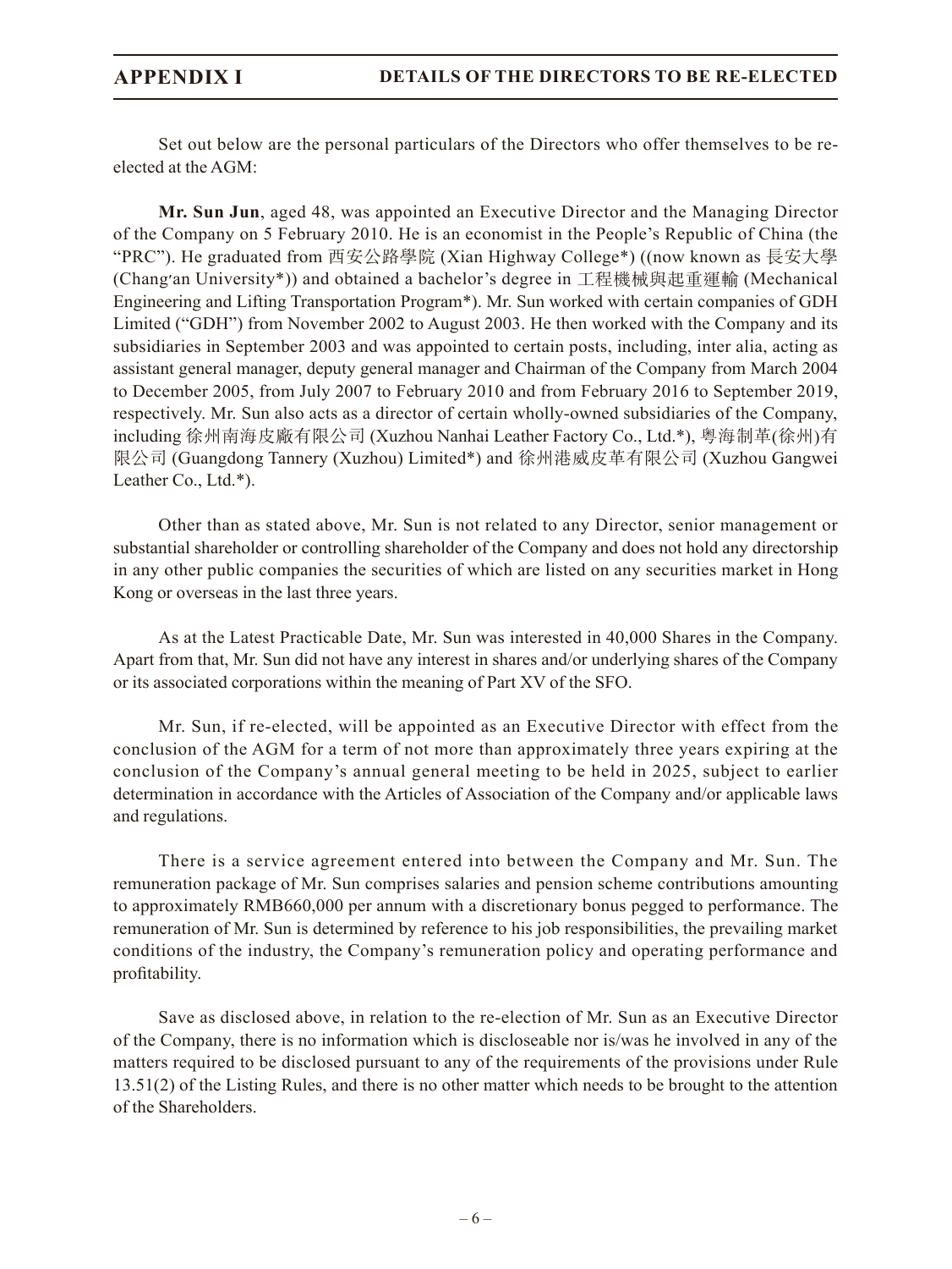Set out below are the personal particulars of the Directors who offer themselves to be re-elected at the AGM:

**Mr. Sun Jun**, aged 48, was appointed an Executive Director and the Managing Director of the Company on 5 February 2010. He is an economist in the People's Republic of China (the "PRC"). He graduated from 西安公路學院 (Xian Highway College*) ((now known as 長安大學 (Chang'an University*)) and obtained a bachelor's degree in 工程機械與起重運輸 (Mechanical Engineering and Lifting Transportation Program*). Mr. Sun worked with certain companies of GDH Limited ("GDH") from November 2002 to August 2003. He then worked with the Company and its subsidiaries in September 2003 and was appointed to certain posts, including, inter alia, acting as assistant general manager, deputy general manager and Chairman of the Company from March 2004 to December 2005, from July 2007 to February 2010 and from February 2016 to September 2019, respectively. Mr. Sun also acts as a director of certain wholly-owned subsidiaries of the Company, including 徐州南海皮廠有限公司 (Xuzhou Nanhai Leather Factory Co., Ltd.*), 粵海制革(徐州)有限公司 (Guangdong Tannery (Xuzhou) Limited*) and 徐州港威皮革有限公司 (Xuzhou Gangwei Leather Co., Ltd.*).

Other than as stated above, Mr. Sun is not related to any Director, senior management or substantial shareholder or controlling shareholder of the Company and does not hold any directorship in any other public companies the securities of which are listed on any securities market in Hong Kong or overseas in the last three years.

As at the Latest Practicable Date, Mr. Sun was interested in 40,000 Shares in the Company. Apart from that, Mr. Sun did not have any interest in shares and/or underlying shares of the Company or its associated corporations within the meaning of Part XV of the SFO.

Mr. Sun, if re-elected, will be appointed as an Executive Director with effect from the conclusion of the AGM for a term of not more than approximately three years expiring at the conclusion of the Company's annual general meeting to be held in 2025, subject to earlier determination in accordance with the Articles of Association of the Company and/or applicable laws and regulations.

There is a service agreement entered into between the Company and Mr. Sun. The remuneration package of Mr. Sun comprises salaries and pension scheme contributions amounting to approximately RMB660,000 per annum with a discretionary bonus pegged to performance. The remuneration of Mr. Sun is determined by reference to his job responsibilities, the prevailing market conditions of the industry, the Company's remuneration policy and operating performance and profitability.

Save as disclosed above, in relation to the re-election of Mr. Sun as an Executive Director of the Company, there is no information which is discloseable nor is/was he involved in any of the matters required to be disclosed pursuant to any of the requirements of the provisions under Rule 13.51(2) of the Listing Rules, and there is no other matter which needs to be brought to the attention of the Shareholders.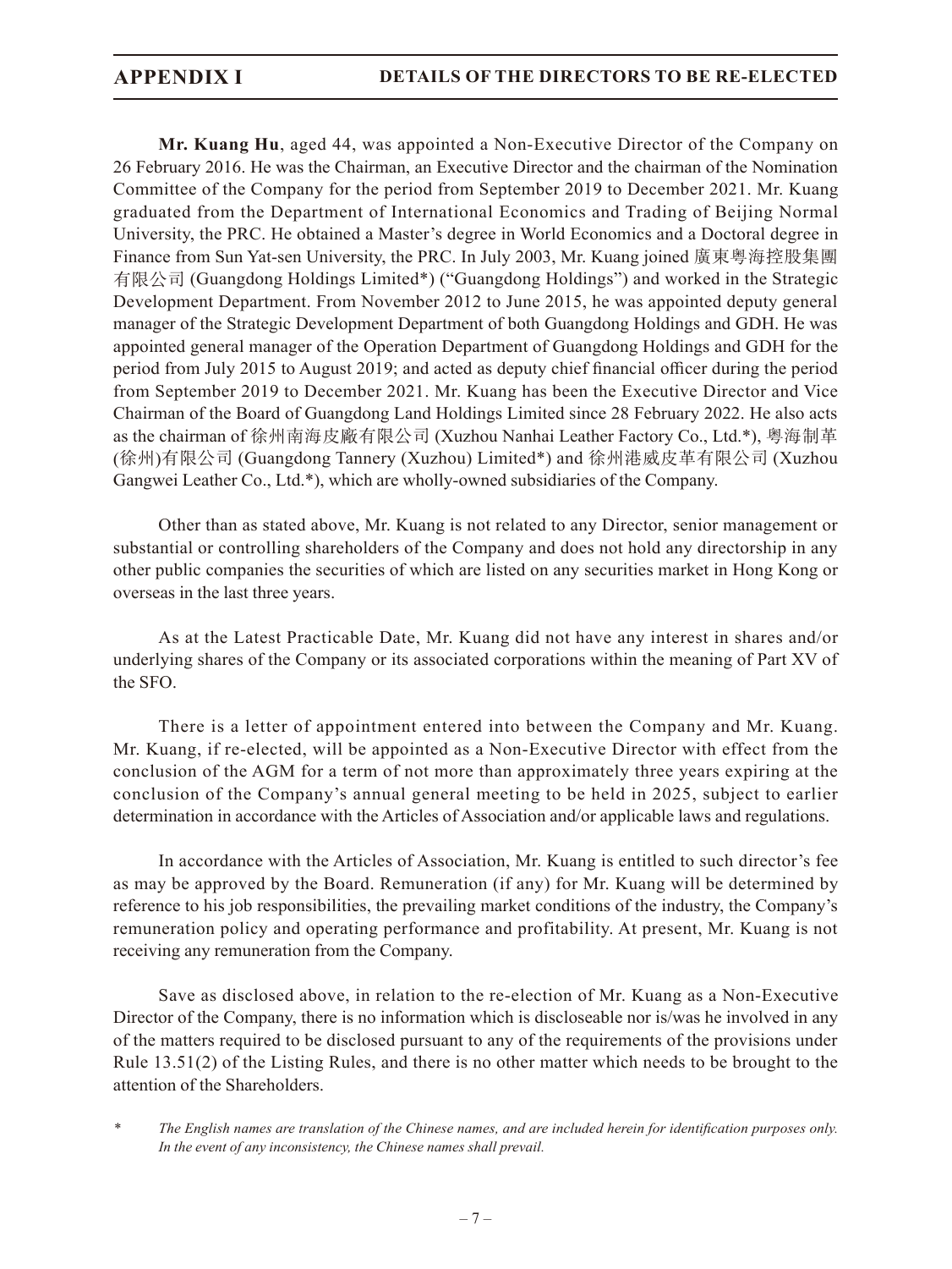**Mr. Kuang Hu**, aged 44, was appointed a Non-Executive Director of the Company on 26 February 2016. He was the Chairman, an Executive Director and the chairman of the Nomination Committee of the Company for the period from September 2019 to December 2021. Mr. Kuang graduated from the Department of International Economics and Trading of Beijing Normal University, the PRC. He obtained a Master's degree in World Economics and a Doctoral degree in Finance from Sun Yat-sen University, the PRC. In July 2003, Mr. Kuang joined 廣東粵海控股集團有限公司 (Guangdong Holdings Limited*) ("Guangdong Holdings") and worked in the Strategic Development Department. From November 2012 to June 2015, he was appointed deputy general manager of the Strategic Development Department of both Guangdong Holdings and GDH. He was appointed general manager of the Operation Department of Guangdong Holdings and GDH for the period from July 2015 to August 2019; and acted as deputy chief financial officer during the period from September 2019 to December 2021. Mr. Kuang has been the Executive Director and Vice Chairman of the Board of Guangdong Land Holdings Limited since 28 February 2022. He also acts as the chairman of 徐州南海皮廠有限公司 (Xuzhou Nanhai Leather Factory Co., Ltd.*), 粵海制革(徐州)有限公司 (Guangdong Tannery (Xuzhou) Limited*) and 徐州港威皮革有限公司 (Xuzhou Gangwei Leather Co., Ltd.*), which are wholly-owned subsidiaries of the Company.

Other than as stated above, Mr. Kuang is not related to any Director, senior management or substantial or controlling shareholders of the Company and does not hold any directorship in any other public companies the securities of which are listed on any securities market in Hong Kong or overseas in the last three years.

As at the Latest Practicable Date, Mr. Kuang did not have any interest in shares and/or underlying shares of the Company or its associated corporations within the meaning of Part XV of the SFO.

There is a letter of appointment entered into between the Company and Mr. Kuang. Mr. Kuang, if re-elected, will be appointed as a Non-Executive Director with effect from the conclusion of the AGM for a term of not more than approximately three years expiring at the conclusion of the Company's annual general meeting to be held in 2025, subject to earlier determination in accordance with the Articles of Association and/or applicable laws and regulations.

In accordance with the Articles of Association, Mr. Kuang is entitled to such director's fee as may be approved by the Board. Remuneration (if any) for Mr. Kuang will be determined by reference to his job responsibilities, the prevailing market conditions of the industry, the Company's remuneration policy and operating performance and profitability. At present, Mr. Kuang is not receiving any remuneration from the Company.

Save as disclosed above, in relation to the re-election of Mr. Kuang as a Non-Executive Director of the Company, there is no information which is discloseable nor is/was he involved in any of the matters required to be disclosed pursuant to any of the requirements of the provisions under Rule 13.51(2) of the Listing Rules, and there is no other matter which needs to be brought to the attention of the Shareholders.

\* *The English names are translation of the Chinese names, and are included herein for identification purposes only. In the event of any inconsistency, the Chinese names shall prevail.*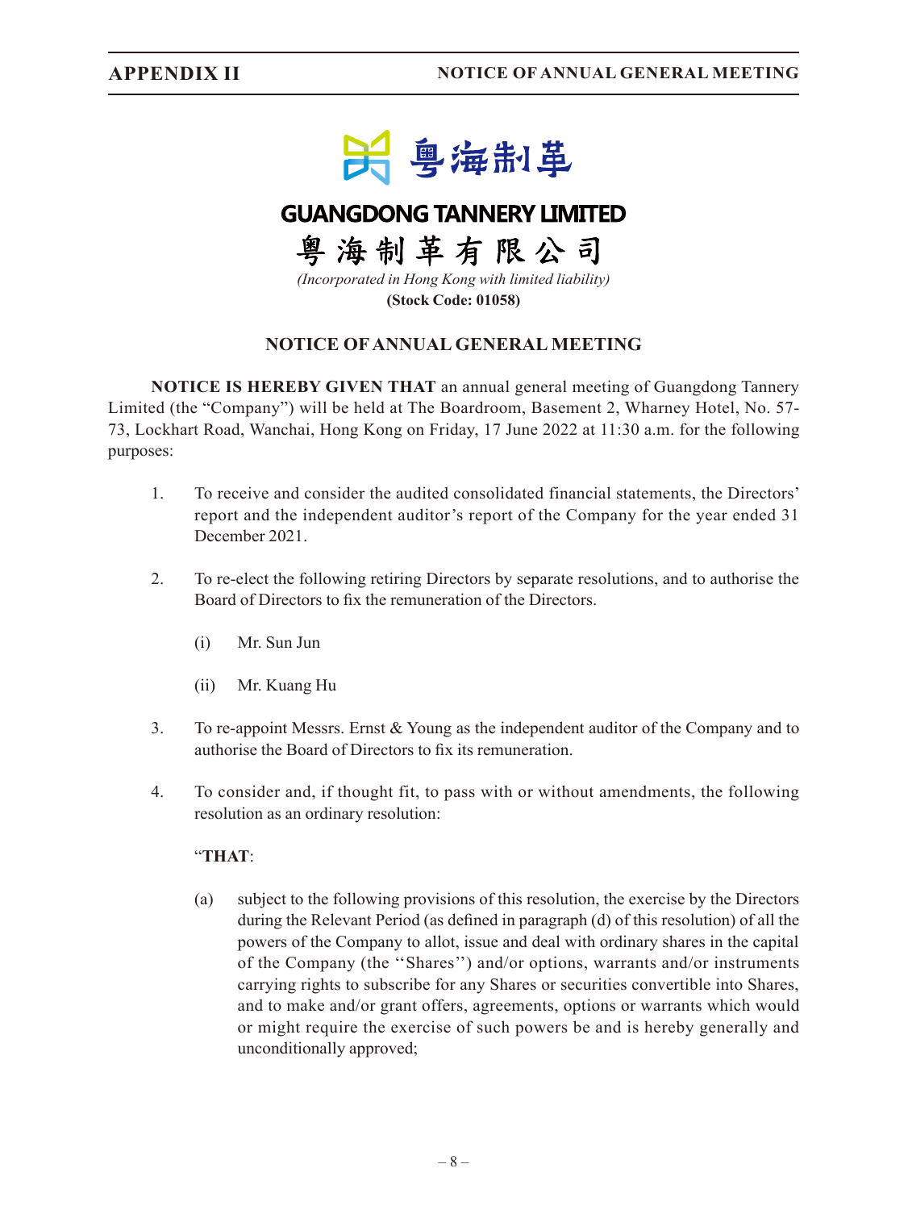# GUANGDONG TANNERY LIMITED

# 粵海制革有限公司

*(Incorporated in Hong Kong with limited liability)*

**(Stock Code: 01058)**

## NOTICE OF ANNUAL GENERAL MEETING

**NOTICE IS HEREBY GIVEN THAT** an annual general meeting of Guangdong Tannery Limited (the "Company") will be held at The Boardroom, Basement 2, Wharney Hotel, No. 57-73, Lockhart Road, Wanchai, Hong Kong on Friday, 17 June 2022 at 11:30 a.m. for the following purposes:

1. To receive and consider the audited consolidated financial statements, the Directors' report and the independent auditor's report of the Company for the year ended 31 December 2021.

2. To re-elect the following retiring Directors by separate resolutions, and to authorise the Board of Directors to fix the remuneration of the Directors.

   (i) Mr. Sun Jun

   (ii) Mr. Kuang Hu

3. To re-appoint Messrs. Ernst & Young as the independent auditor of the Company and to authorise the Board of Directors to fix its remuneration.

4. To consider and, if thought fit, to pass with or without amendments, the following resolution as an ordinary resolution:

   "**THAT**:

   (a) subject to the following provisions of this resolution, the exercise by the Directors during the Relevant Period (as defined in paragraph (d) of this resolution) of all the powers of the Company to allot, issue and deal with ordinary shares in the capital of the Company (the ''Shares'') and/or options, warrants and/or instruments carrying rights to subscribe for any Shares or securities convertible into Shares, and to make and/or grant offers, agreements, options or warrants which would or might require the exercise of such powers be and is hereby generally and unconditionally approved;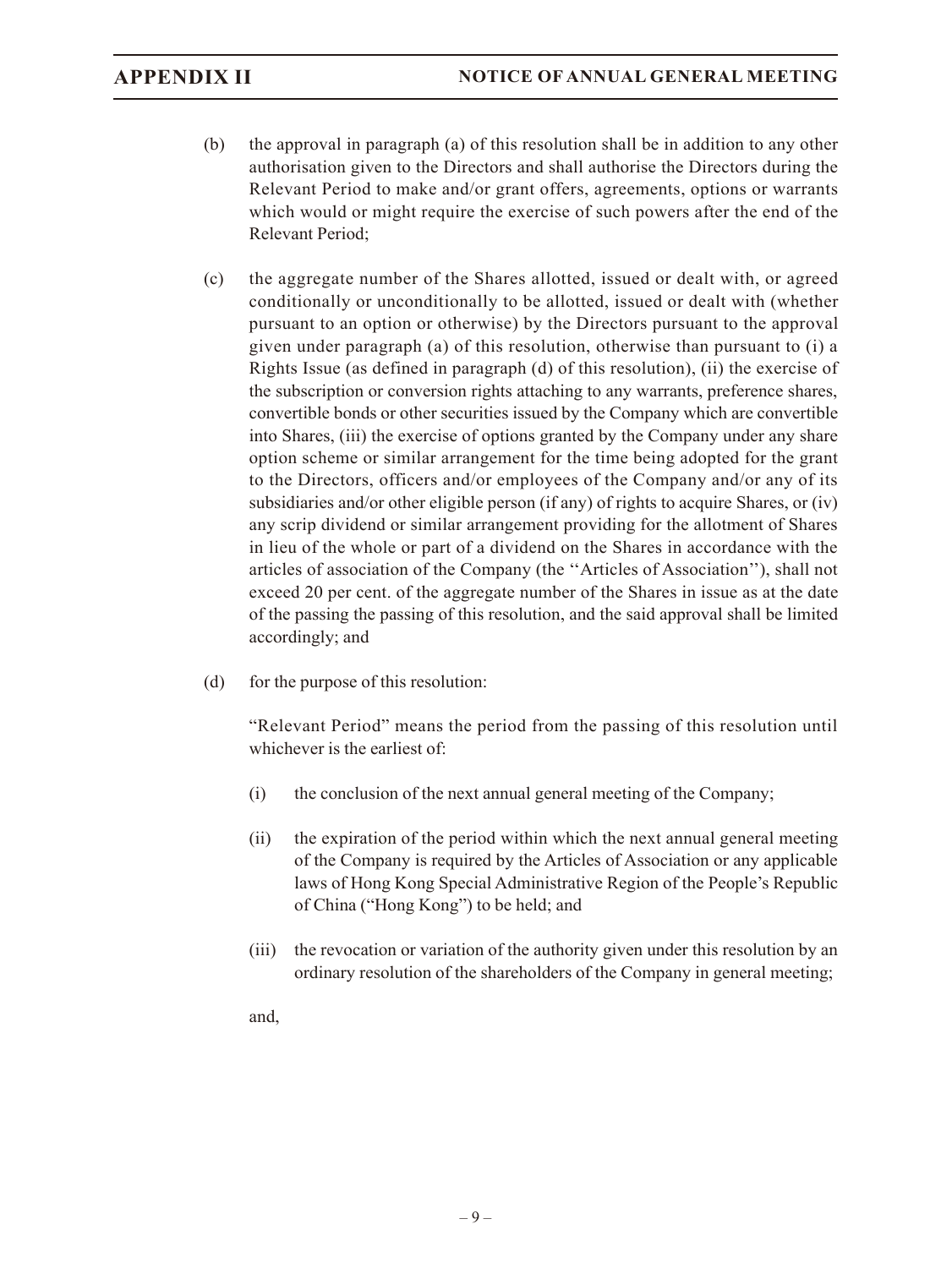(b) the approval in paragraph (a) of this resolution shall be in addition to any other authorisation given to the Directors and shall authorise the Directors during the Relevant Period to make and/or grant offers, agreements, options or warrants which would or might require the exercise of such powers after the end of the Relevant Period;

(c) the aggregate number of the Shares allotted, issued or dealt with, or agreed conditionally or unconditionally to be allotted, issued or dealt with (whether pursuant to an option or otherwise) by the Directors pursuant to the approval given under paragraph (a) of this resolution, otherwise than pursuant to (i) a Rights Issue (as defined in paragraph (d) of this resolution), (ii) the exercise of the subscription or conversion rights attaching to any warrants, preference shares, convertible bonds or other securities issued by the Company which are convertible into Shares, (iii) the exercise of options granted by the Company under any share option scheme or similar arrangement for the time being adopted for the grant to the Directors, officers and/or employees of the Company and/or any of its subsidiaries and/or other eligible person (if any) of rights to acquire Shares, or (iv) any scrip dividend or similar arrangement providing for the allotment of Shares in lieu of the whole or part of a dividend on the Shares in accordance with the articles of association of the Company (the ''Articles of Association''), shall not exceed 20 per cent. of the aggregate number of the Shares in issue as at the date of the passing the passing of this resolution, and the said approval shall be limited accordingly; and

(d) for the purpose of this resolution:

"Relevant Period" means the period from the passing of this resolution until whichever is the earliest of:

(i) the conclusion of the next annual general meeting of the Company;

(ii) the expiration of the period within which the next annual general meeting of the Company is required by the Articles of Association or any applicable laws of Hong Kong Special Administrative Region of the People's Republic of China ("Hong Kong") to be held; and

(iii) the revocation or variation of the authority given under this resolution by an ordinary resolution of the shareholders of the Company in general meeting;

and,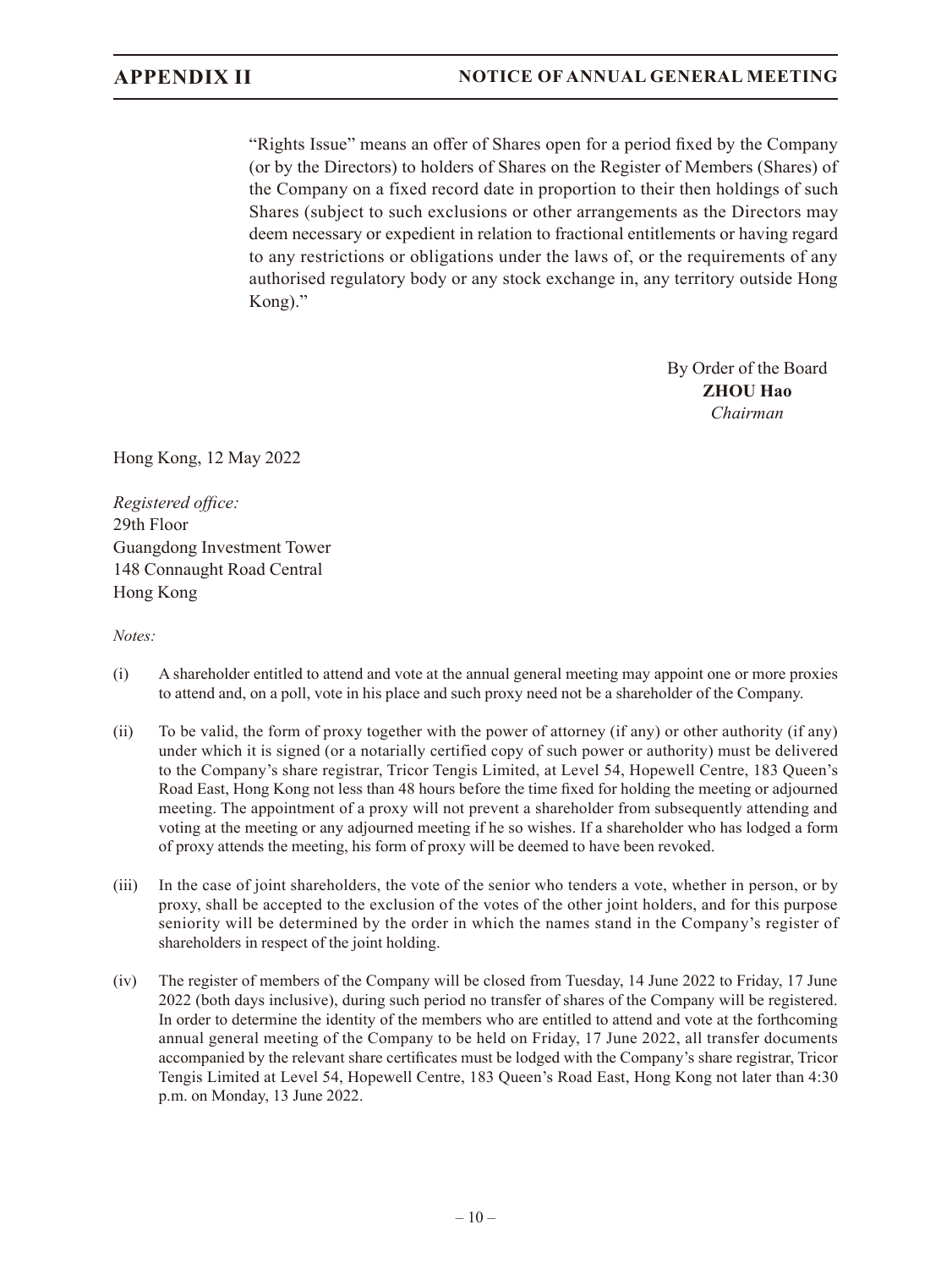"Rights Issue" means an offer of Shares open for a period fixed by the Company (or by the Directors) to holders of Shares on the Register of Members (Shares) of the Company on a fixed record date in proportion to their then holdings of such Shares (subject to such exclusions or other arrangements as the Directors may deem necessary or expedient in relation to fractional entitlements or having regard to any restrictions or obligations under the laws of, or the requirements of any authorised regulatory body or any stock exchange in, any territory outside Hong Kong)."

By Order of the Board
**ZHOU Hao**
*Chairman*

Hong Kong, 12 May 2022

*Registered office:*
29th Floor
Guangdong Investment Tower
148 Connaught Road Central
Hong Kong

*Notes:*

(i) A shareholder entitled to attend and vote at the annual general meeting may appoint one or more proxies to attend and, on a poll, vote in his place and such proxy need not be a shareholder of the Company.

(ii) To be valid, the form of proxy together with the power of attorney (if any) or other authority (if any) under which it is signed (or a notarially certified copy of such power or authority) must be delivered to the Company's share registrar, Tricor Tengis Limited, at Level 54, Hopewell Centre, 183 Queen's Road East, Hong Kong not less than 48 hours before the time fixed for holding the meeting or adjourned meeting. The appointment of a proxy will not prevent a shareholder from subsequently attending and voting at the meeting or any adjourned meeting if he so wishes. If a shareholder who has lodged a form of proxy attends the meeting, his form of proxy will be deemed to have been revoked.

(iii) In the case of joint shareholders, the vote of the senior who tenders a vote, whether in person, or by proxy, shall be accepted to the exclusion of the votes of the other joint holders, and for this purpose seniority will be determined by the order in which the names stand in the Company's register of shareholders in respect of the joint holding.

(iv) The register of members of the Company will be closed from Tuesday, 14 June 2022 to Friday, 17 June 2022 (both days inclusive), during such period no transfer of shares of the Company will be registered. In order to determine the identity of the members who are entitled to attend and vote at the forthcoming annual general meeting of the Company to be held on Friday, 17 June 2022, all transfer documents accompanied by the relevant share certificates must be lodged with the Company's share registrar, Tricor Tengis Limited at Level 54, Hopewell Centre, 183 Queen's Road East, Hong Kong not later than 4:30 p.m. on Monday, 13 June 2022.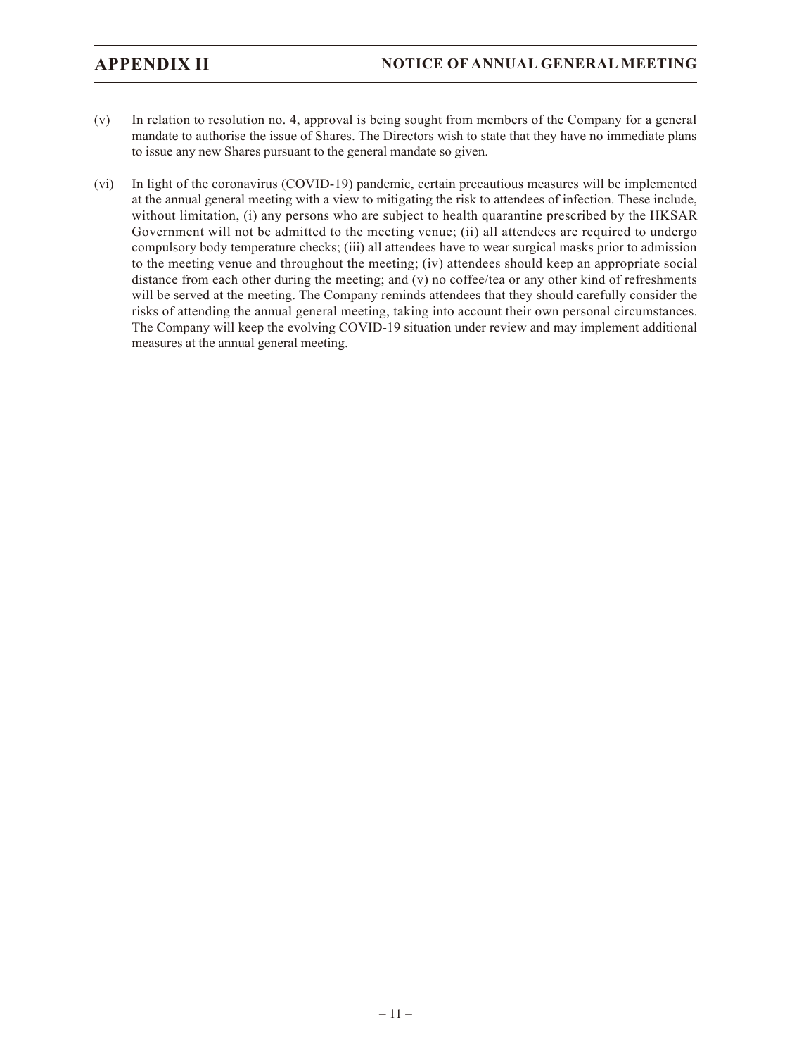(v) In relation to resolution no. 4, approval is being sought from members of the Company for a general mandate to authorise the issue of Shares. The Directors wish to state that they have no immediate plans to issue any new Shares pursuant to the general mandate so given.

(vi) In light of the coronavirus (COVID-19) pandemic, certain precautious measures will be implemented at the annual general meeting with a view to mitigating the risk to attendees of infection. These include, without limitation, (i) any persons who are subject to health quarantine prescribed by the HKSAR Government will not be admitted to the meeting venue; (ii) all attendees are required to undergo compulsory body temperature checks; (iii) all attendees have to wear surgical masks prior to admission to the meeting venue and throughout the meeting; (iv) attendees should keep an appropriate social distance from each other during the meeting; and (v) no coffee/tea or any other kind of refreshments will be served at the meeting. The Company reminds attendees that they should carefully consider the risks of attending the annual general meeting, taking into account their own personal circumstances. The Company will keep the evolving COVID-19 situation under review and may implement additional measures at the annual general meeting.